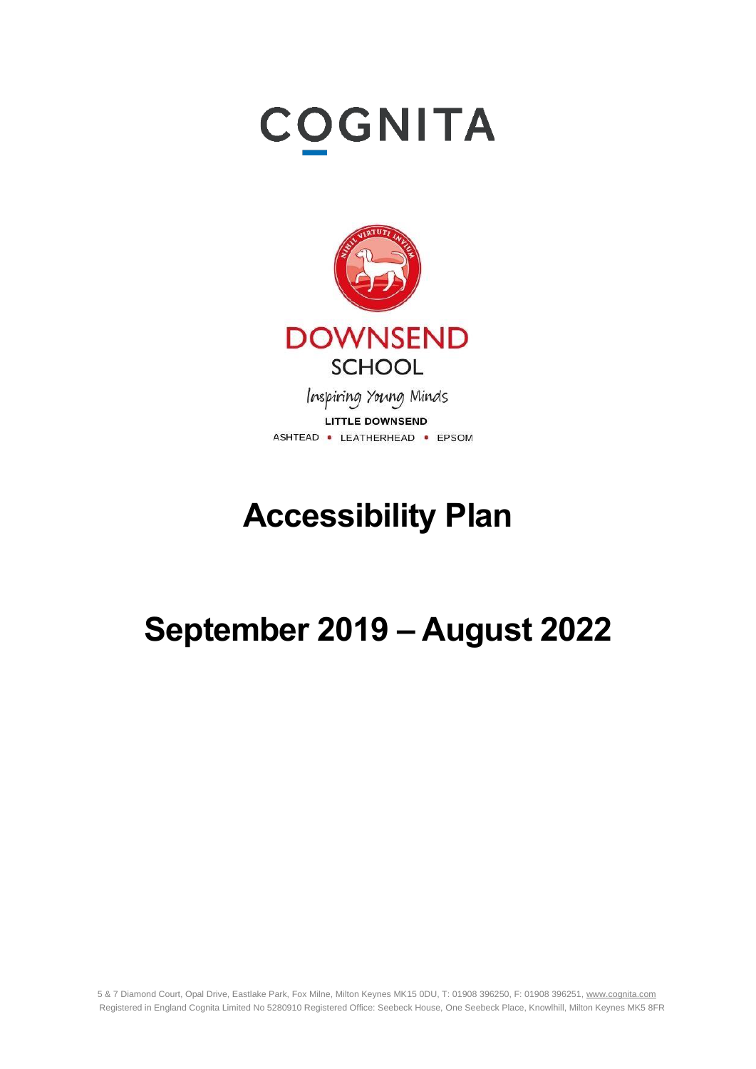COGNITA

DOWNSEND SCHOOL

Inspiring Young Minds

LITTLE DOWNSEND

ASHTEAD • LEATHERHEAD • EPSOM

# Accessibility Plan

# September 2019 – August 2022

5 & 7 Diamond Court, Opal Drive, Eastlake Park, Fox Milne, Milton Keynes MK15 0DU, T: 01908 396250, F: 01908 396251, www.cognita.com
Registered in England Cognita Limited No 5280910 Registered Office: Seebeck House, One Seebeck Place, Knowlhill, Milton Keynes MK5 8FR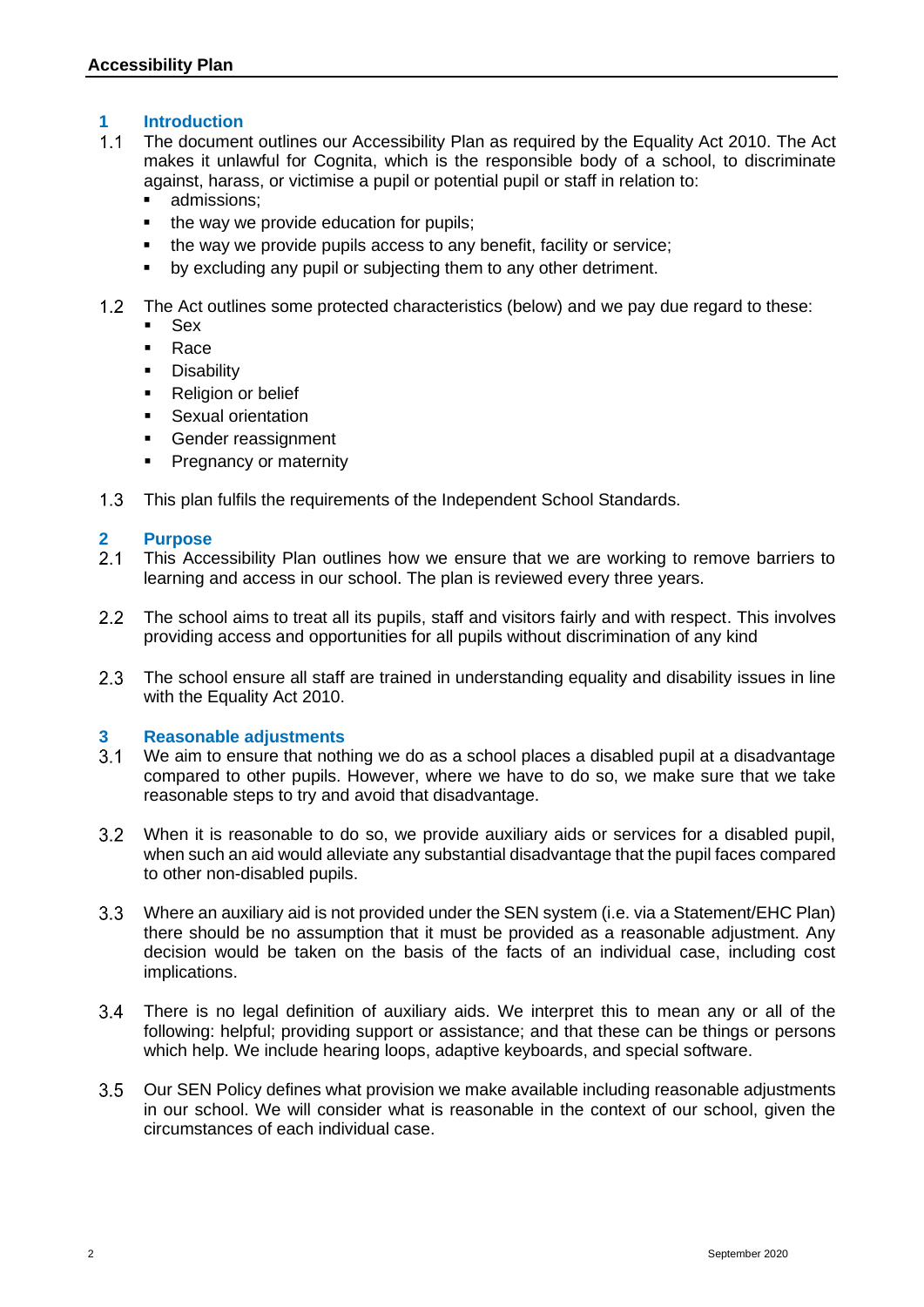## 1 Introduction

1.1 The document outlines our Accessibility Plan as required by the Equality Act 2010. The Act makes it unlawful for Cognita, which is the responsible body of a school, to discriminate against, harass, or victimise a pupil or potential pupil or staff in relation to:

- admissions;
- the way we provide education for pupils;
- the way we provide pupils access to any benefit, facility or service;
- by excluding any pupil or subjecting them to any other detriment.

1.2 The Act outlines some protected characteristics (below) and we pay due regard to these:

- Sex
- Race
- Disability
- Religion or belief
- Sexual orientation
- Gender reassignment
- Pregnancy or maternity

1.3 This plan fulfils the requirements of the Independent School Standards.

## 2 Purpose

2.1 This Accessibility Plan outlines how we ensure that we are working to remove barriers to learning and access in our school. The plan is reviewed every three years.

2.2 The school aims to treat all its pupils, staff and visitors fairly and with respect. This involves providing access and opportunities for all pupils without discrimination of any kind

2.3 The school ensure all staff are trained in understanding equality and disability issues in line with the Equality Act 2010.

## 3 Reasonable adjustments

3.1 We aim to ensure that nothing we do as a school places a disabled pupil at a disadvantage compared to other pupils. However, where we have to do so, we make sure that we take reasonable steps to try and avoid that disadvantage.

3.2 When it is reasonable to do so, we provide auxiliary aids or services for a disabled pupil, when such an aid would alleviate any substantial disadvantage that the pupil faces compared to other non-disabled pupils.

3.3 Where an auxiliary aid is not provided under the SEN system (i.e. via a Statement/EHC Plan) there should be no assumption that it must be provided as a reasonable adjustment. Any decision would be taken on the basis of the facts of an individual case, including cost implications.

3.4 There is no legal definition of auxiliary aids. We interpret this to mean any or all of the following: helpful; providing support or assistance; and that these can be things or persons which help. We include hearing loops, adaptive keyboards, and special software.

3.5 Our SEN Policy defines what provision we make available including reasonable adjustments in our school. We will consider what is reasonable in the context of our school, given the circumstances of each individual case.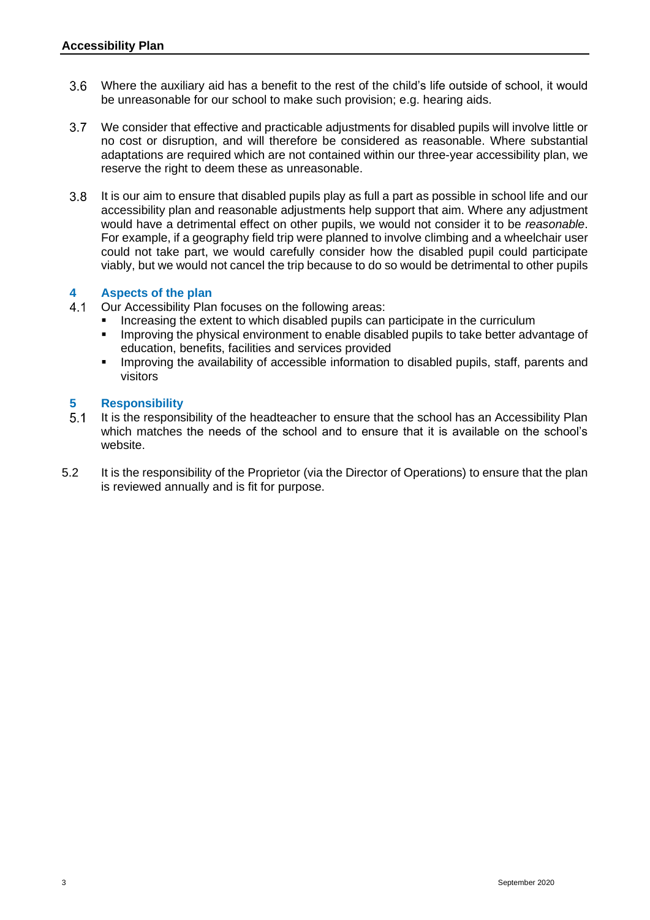3.6 Where the auxiliary aid has a benefit to the rest of the child's life outside of school, it would be unreasonable for our school to make such provision; e.g. hearing aids.

3.7 We consider that effective and practicable adjustments for disabled pupils will involve little or no cost or disruption, and will therefore be considered as reasonable. Where substantial adaptations are required which are not contained within our three-year accessibility plan, we reserve the right to deem these as unreasonable.

3.8 It is our aim to ensure that disabled pupils play as full a part as possible in school life and our accessibility plan and reasonable adjustments help support that aim. Where any adjustment would have a detrimental effect on other pupils, we would not consider it to be *reasonable*. For example, if a geography field trip were planned to involve climbing and a wheelchair user could not take part, we would carefully consider how the disabled pupil could participate viably, but we would not cancel the trip because to do so would be detrimental to other pupils

## 4 Aspects of the plan

4.1 Our Accessibility Plan focuses on the following areas:

- Increasing the extent to which disabled pupils can participate in the curriculum
- Improving the physical environment to enable disabled pupils to take better advantage of education, benefits, facilities and services provided
- Improving the availability of accessible information to disabled pupils, staff, parents and visitors

## 5 Responsibility

5.1 It is the responsibility of the headteacher to ensure that the school has an Accessibility Plan which matches the needs of the school and to ensure that it is available on the school's website.

5.2 It is the responsibility of the Proprietor (via the Director of Operations) to ensure that the plan is reviewed annually and is fit for purpose.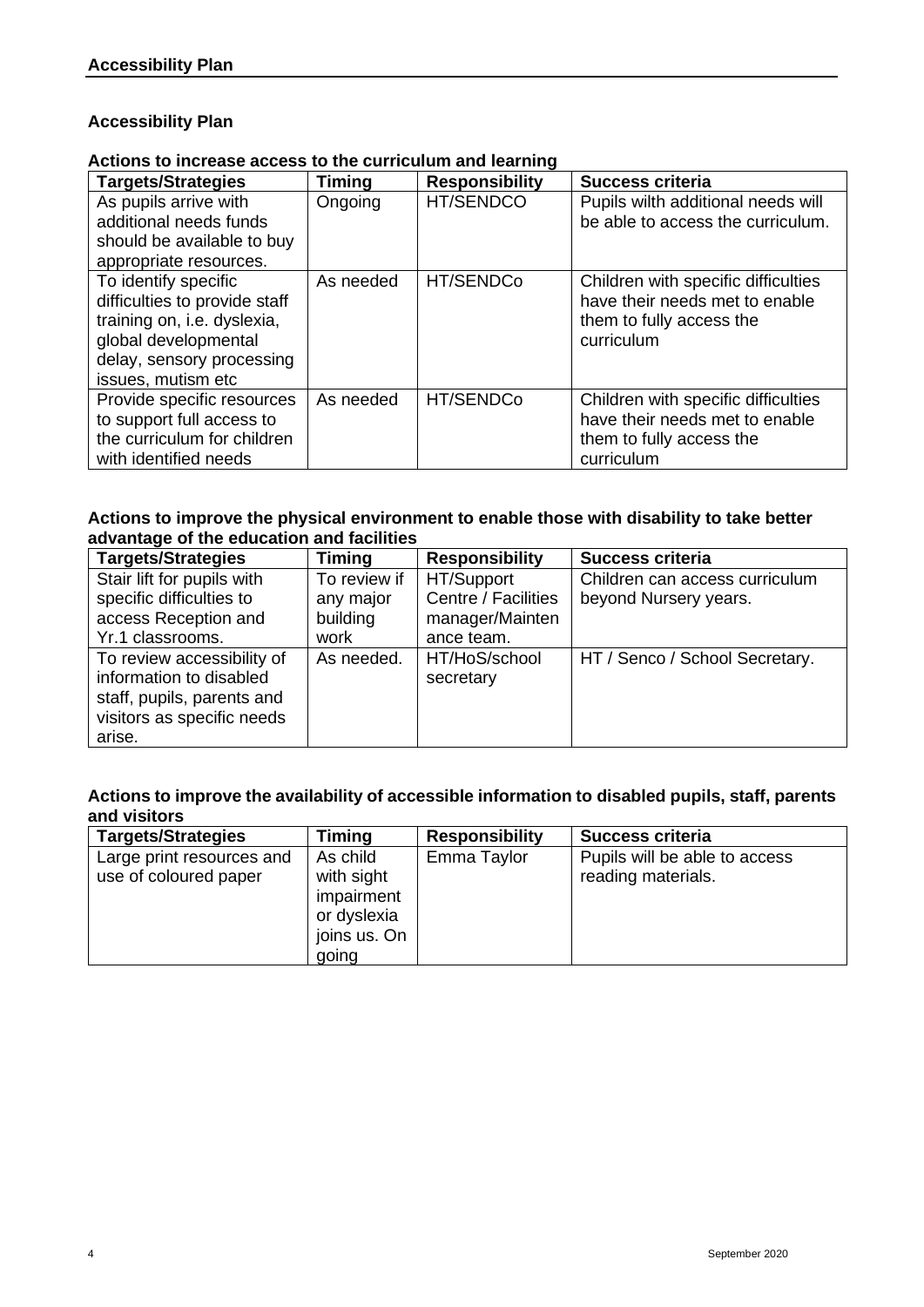## Accessibility Plan

### Actions to increase access to the curriculum and learning

| Targets/Strategies | Timing | Responsibility | Success criteria |
|---|---|---|---|
| As pupils arrive with additional needs funds should be available to buy appropriate resources. | Ongoing | HT/SENDCO | Pupils wilth additional needs will be able to access the curriculum. |
| To identify specific difficulties to provide staff training on, i.e. dyslexia, global developmental delay, sensory processing issues, mutism etc | As needed | HT/SENDCo | Children with specific difficulties have their needs met to enable them to fully access the curriculum |
| Provide specific resources to support full access to the curriculum for children with identified needs | As needed | HT/SENDCo | Children with specific difficulties have their needs met to enable them to fully access the curriculum |

### Actions to improve the physical environment to enable those with disability to take better advantage of the education and facilities

| Targets/Strategies | Timing | Responsibility | Success criteria |
|---|---|---|---|
| Stair lift for pupils with specific difficulties to access Reception and Yr.1 classrooms. | To review if any major building work | HT/Support Centre / Facilities manager/Maintenance team. | Children can access curriculum beyond Nursery years. |
| To review accessibility of information to disabled staff, pupils, parents and visitors as specific needs arise. | As needed. | HT/HoS/school secretary | HT / Senco / School Secretary. |

### Actions to improve the availability of accessible information to disabled pupils, staff, parents and visitors

| Targets/Strategies | Timing | Responsibility | Success criteria |
|---|---|---|---|
| Large print resources and use of coloured paper | As child with sight impairment or dyslexia joins us. On going | Emma Taylor | Pupils will be able to access reading materials. |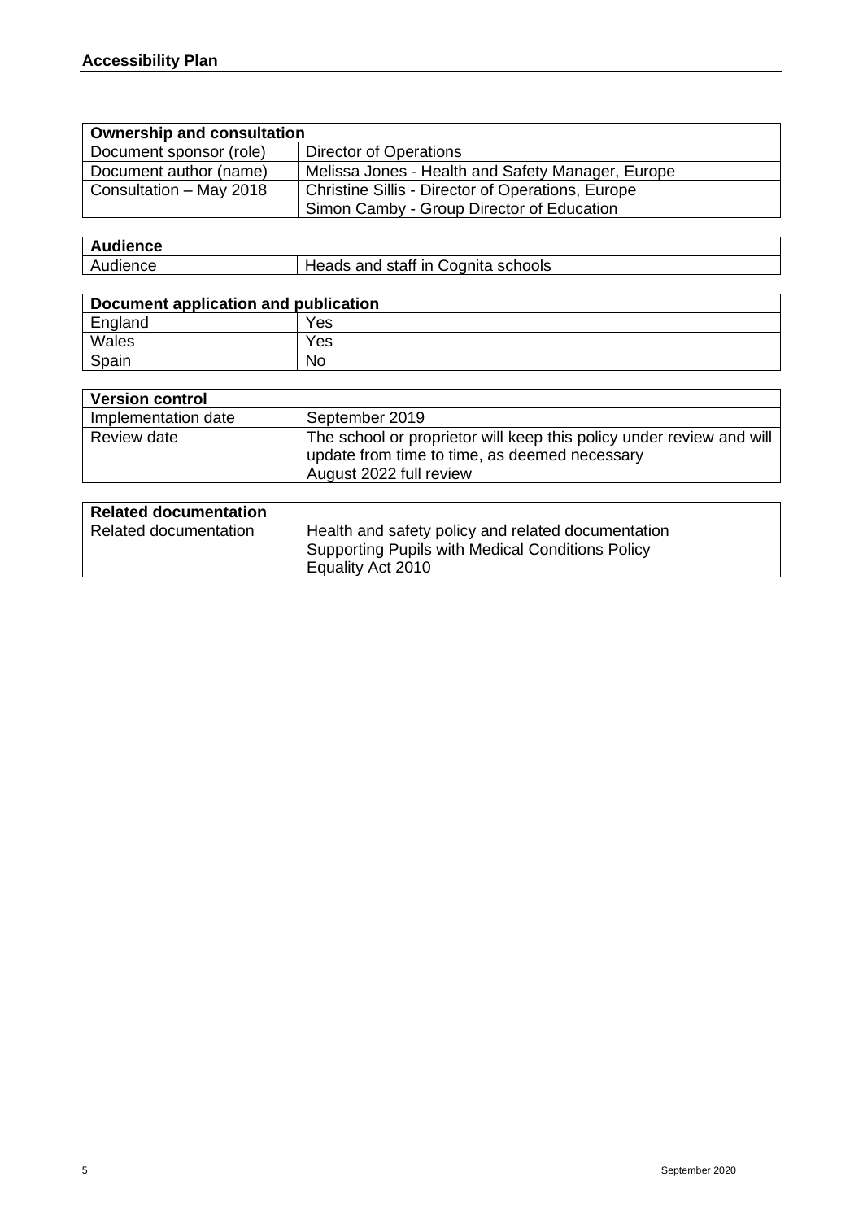| Ownership and consultation | |
|---|---|
| Document sponsor (role) | Director of Operations |
| Document author (name) | Melissa Jones - Health and Safety Manager, Europe |
| Consultation – May 2018 | Christine Sillis - Director of Operations, Europe<br>Simon Camby - Group Director of Education |

| Audience | |
|---|---|
| Audience | Heads and staff in Cognita schools |

| Document application and publication | |
|---|---|
| England | Yes |
| Wales | Yes |
| Spain | No |

| Version control | |
|---|---|
| Implementation date | September 2019 |
| Review date | The school or proprietor will keep this policy under review and will update from time to time, as deemed necessary<br>August 2022 full review |

| Related documentation | |
|---|---|
| Related documentation | Health and safety policy and related documentation<br>Supporting Pupils with Medical Conditions Policy<br>Equality Act 2010 |